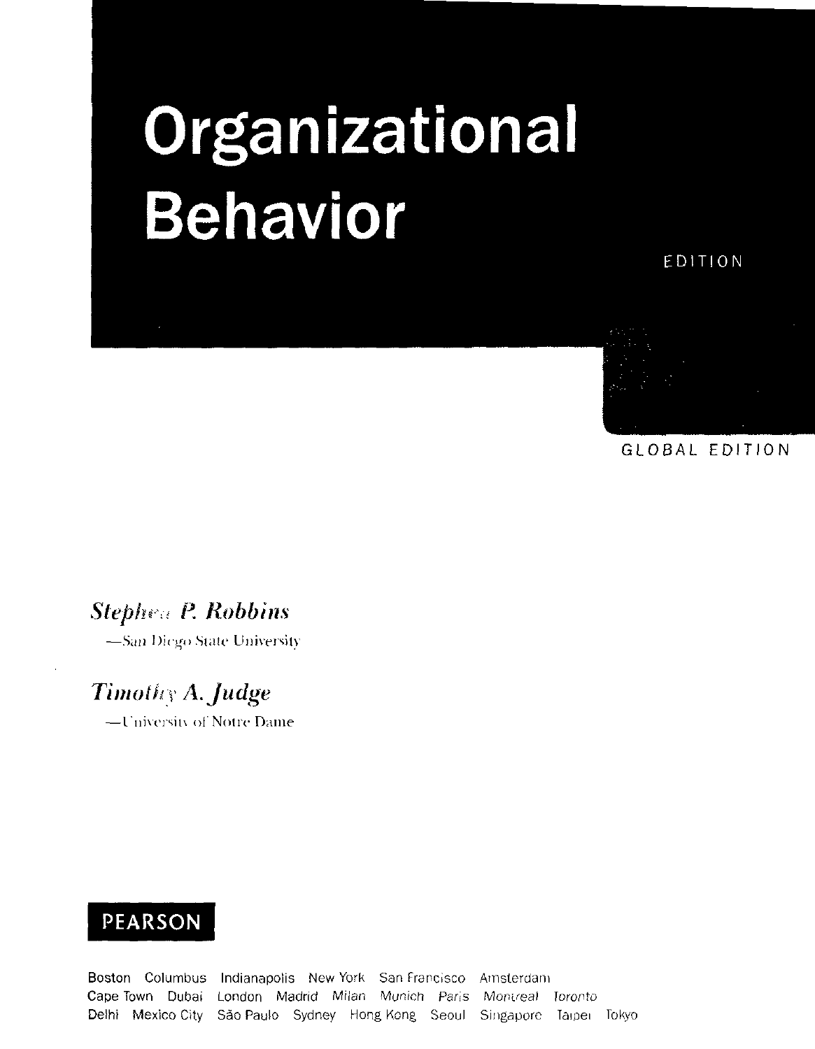# Organizational Behavior

EDITION

GLOBAL EDITION

*Stephen P. Robbins*

—San Diego State University

*Timothy A. Judge*

—University of Notre Dame

PEARSON

Boston Columbus Indianapolis New York San Francisco Amsterdam
Cape Town Dubai London Madrid Milan Munich Paris Montreal Toronto
Delhi Mexico City São Paulo Sydney Hong Kong Seoul Singapore Taipei Tokyo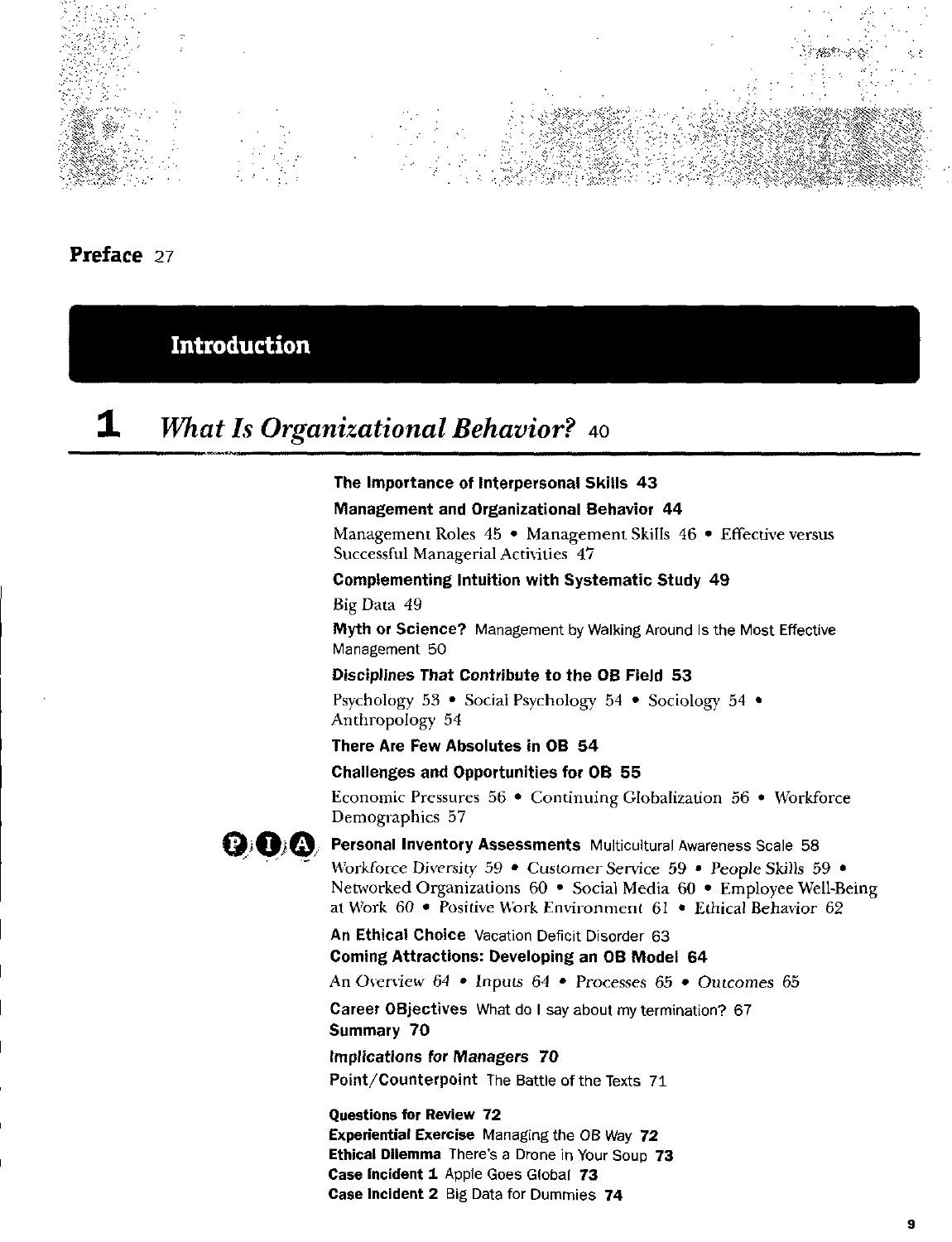**Preface** 27

# Introduction

## 1 *What Is Organizational Behavior?* 40

**The Importance of Interpersonal Skills 43**

**Management and Organizational Behavior 44**

Management Roles 45 • Management Skills 46 • Effective versus Successful Managerial Activities 47

**Complementing Intuition with Systematic Study 49**

Big Data 49

**Myth or Science?** Management by Walking Around Is the Most Effective Management 50

**Disciplines That Contribute to the OB Field 53**

Psychology 53 • Social Psychology 54 • Sociology 54 • Anthropology 54

**There Are Few Absolutes in OB 54**

**Challenges and Opportunities for OB 55**

Economic Pressures 56 • Continuing Globalization 56 • Workforce Demographics 57

**Personal Inventory Assessments** Multicultural Awareness Scale 58

Workforce Diversity 59 • Customer Service 59 • People Skills 59 • Networked Organizations 60 • Social Media 60 • Employee Well-Being at Work 60 • Positive Work Environment 61 • Ethical Behavior 62

**An Ethical Choice** Vacation Deficit Disorder 63

**Coming Attractions: Developing an OB Model 64**

*An Overview 64 • Inputs 64 • Processes 65 • Outcomes 65*

**Career OBjectives** What do I say about my termination? 67

**Summary 70**

***Implications for Managers* 70**

**Point/Counterpoint** The Battle of the Texts 71

**Questions for Review 72**
**Experiential Exercise** Managing the OB Way **72**
**Ethical Dilemma** There's a Drone in Your Soup **73**
**Case Incident 1** Apple Goes Global **73**
**Case Incident 2** Big Data for Dummies **74**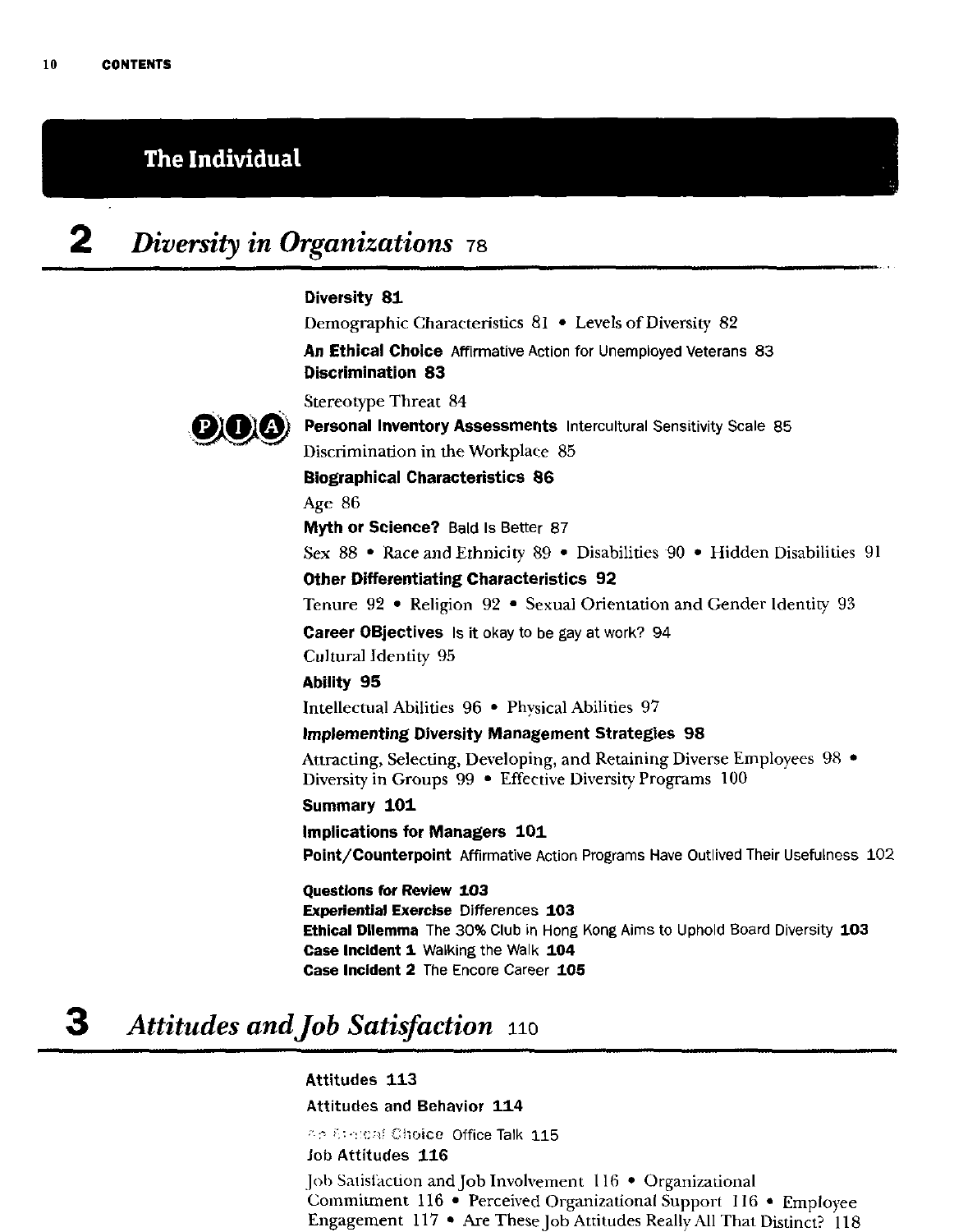## The Individual

## 2 *Diversity in Organizations* 78

**Diversity 81**

Demographic Characteristics 81 • Levels of Diversity 82

**An Ethical Choice** Affirmative Action for Unemployed Veterans 83

**Discrimination 83**

Stereotype Threat 84

**Personal Inventory Assessments** Intercultural Sensitivity Scale 85

Discrimination in the Workplace 85

**Biographical Characteristics 86**

Age 86

**Myth or Science?** Bald Is Better 87

Sex 88 • Race and Ethnicity 89 • Disabilities 90 • Hidden Disabilities 91

**Other Differentiating Characteristics 92**

Tenure 92 • Religion 92 • Sexual Orientation and Gender Identity 93

**Career OBjectives** Is it okay to be gay at work? 94

Cultural Identity 95

**Ability 95**

Intellectual Abilities 96 • Physical Abilities 97

**Implementing Diversity Management Strategies 98**

Attracting, Selecting, Developing, and Retaining Diverse Employees 98 • Diversity in Groups 99 • Effective Diversity Programs 100

**Summary 101**

**Implications for Managers 101**

**Point/Counterpoint** Affirmative Action Programs Have Outlived Their Usefulness 102

**Questions for Review 103**
**Experiential Exercise** Differences **103**
**Ethical Dilemma** The 30% Club in Hong Kong Aims to Uphold Board Diversity **103**
**Case Incident 1** Walking the Walk **104**
**Case Incident 2** The Encore Career **105**

## 3 *Attitudes and Job Satisfaction* 110

**Attitudes 113**

**Attitudes and Behavior 114**

**An Ethical Choice** Office Talk 115

**Job Attitudes 116**

Job Satisfaction and Job Involvement 116 • Organizational Commitment 116 • Perceived Organizational Support 116 • Employee Engagement 117 • Are These Job Attitudes Really All That Distinct? 118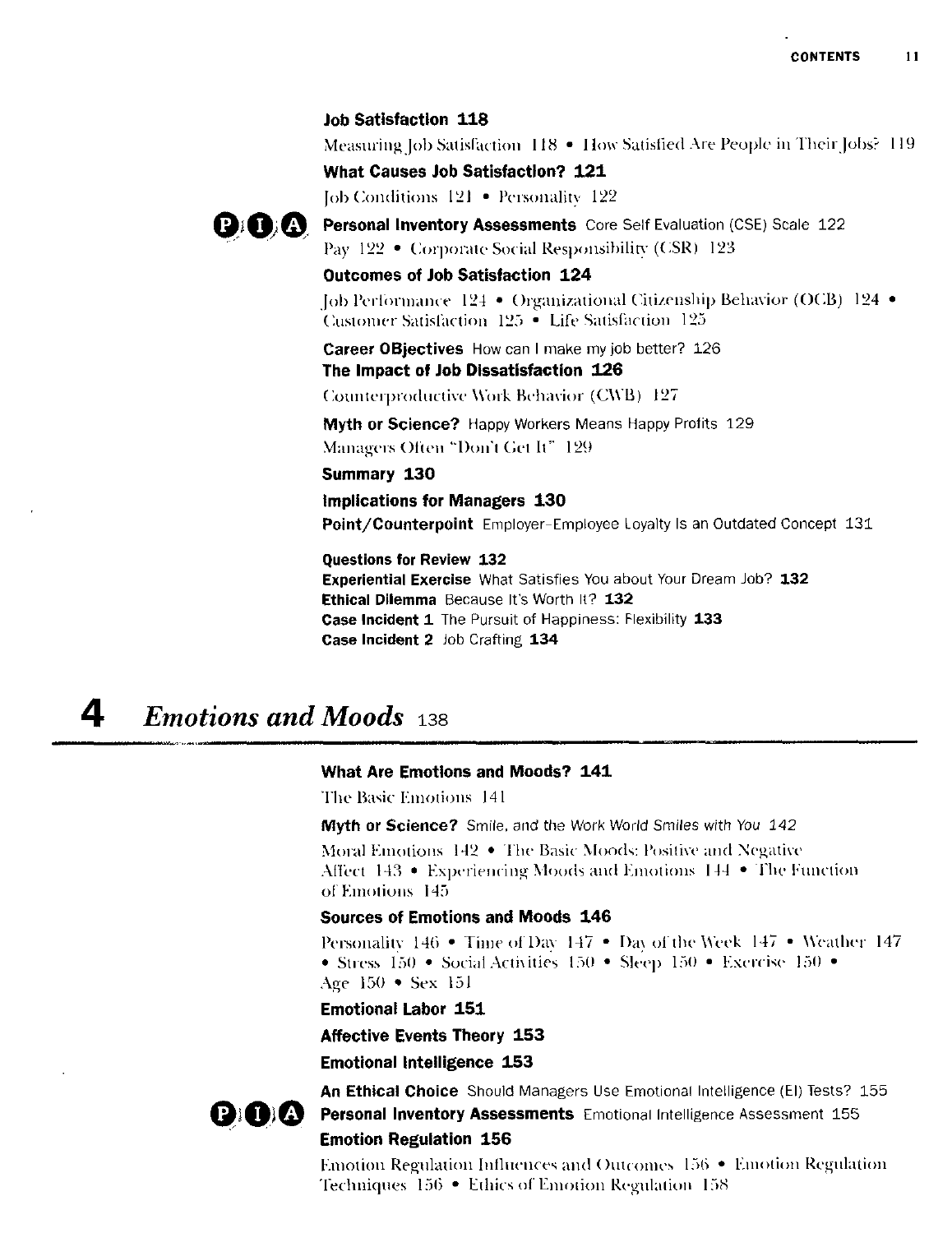**Job Satisfaction 118**

Measuring Job Satisfaction 118 • How Satisfied Are People in Their Jobs? 119

**What Causes Job Satisfaction? 121**

Job Conditions 121 • Personality 122

**Personal Inventory Assessments** Core Self Evaluation (CSE) Scale 122

Pay 122 • Corporate Social Responsibility (CSR) 123

**Outcomes of Job Satisfaction 124**

Job Performance 124 • Organizational Citizenship Behavior (OCB) 124 • Customer Satisfaction 125 • Life Satisfaction 125

**Career OBjectives** How can I make my job better? 126

**The Impact of Job Dissatisfaction 126**

Counterproductive Work Behavior (CWB) 127

**Myth or Science?** Happy Workers Means Happy Profits 129

Managers Often "Don't Get It" 129

**Summary 130**

**Implications for Managers 130**

**Point/Counterpoint** Employer–Employee Loyalty Is an Outdated Concept 131

**Questions for Review 132**
**Experiential Exercise** What Satisfies You about Your Dream Job? **132**
**Ethical Dilemma** Because It's Worth It? **132**
**Case Incident 1** The Pursuit of Happiness: Flexibility **133**
**Case Incident 2** Job Crafting **134**

# 4 *Emotions and Moods* 138

**What Are Emotions and Moods? 141**

The Basic Emotions 141

**Myth or Science?** *Smile, and the Work World Smiles with You* 142

Moral Emotions 142 • The Basic Moods: Positive and Negative Affect 143 • Experiencing Moods and Emotions 144 • The Function of Emotions 145

**Sources of Emotions and Moods 146**

Personality 146 • Time of Day 147 • Day of the Week 147 • Weather 147 • Stress 150 • Social Activities 150 • Sleep 150 • Exercise 150 • Age 150 • Sex 151

**Emotional Labor 151**

**Affective Events Theory 153**

**Emotional Intelligence 153**

**An Ethical Choice** Should Managers Use Emotional Intelligence (EI) Tests? 155

**Personal Inventory Assessments** Emotional Intelligence Assessment 155

**Emotion Regulation 156**

Emotion Regulation Influences and Outcomes 156 • Emotion Regulation Techniques 156 • Ethics of Emotion Regulation 158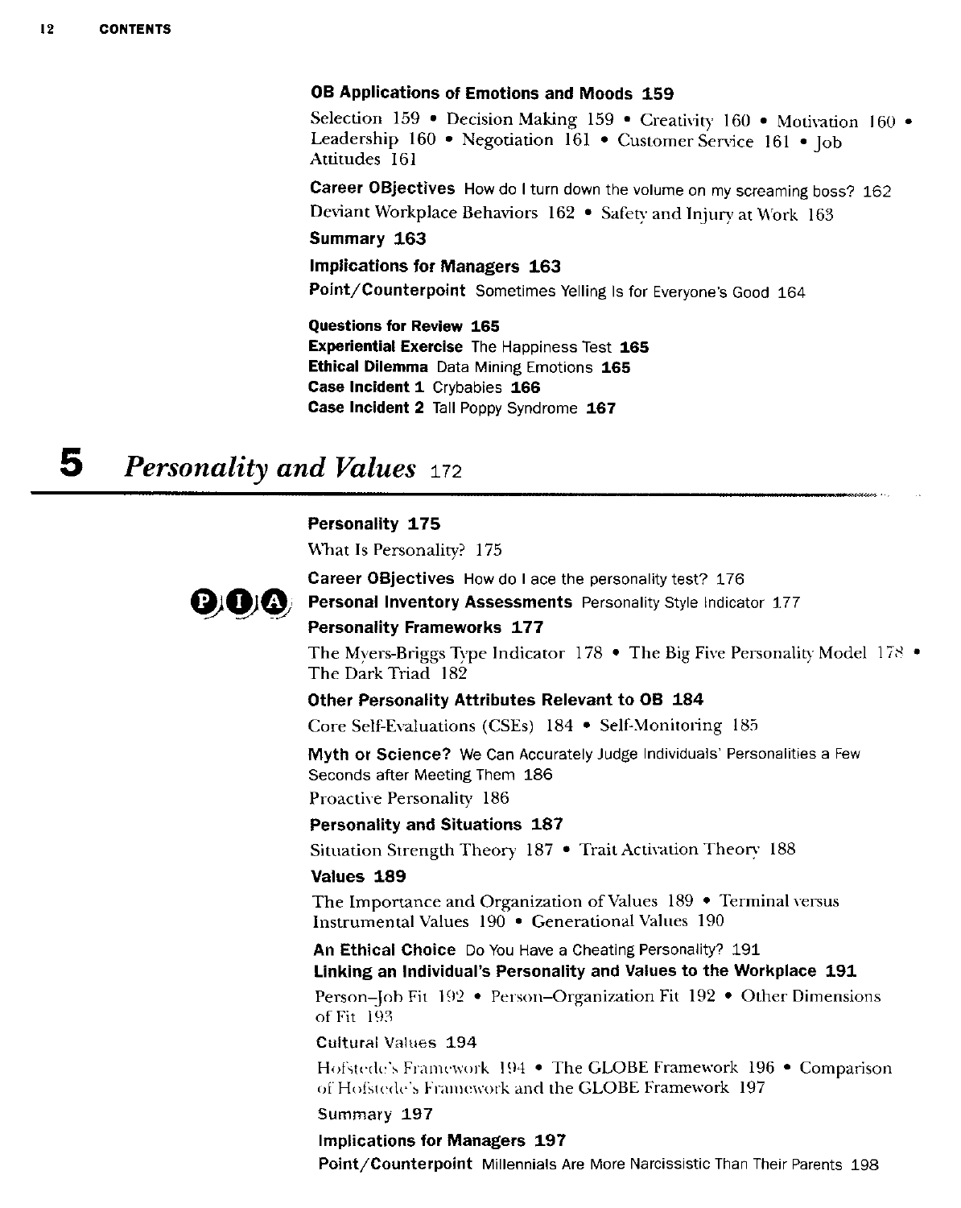**OB Applications of Emotions and Moods 159**

Selection 159 • Decision Making 159 • Creativity 160 • Motivation 160 • Leadership 160 • Negotiation 161 • Customer Service 161 • Job Attitudes 161

**Career OBjectives** How do I turn down the volume on my screaming boss? 162

Deviant Workplace Behaviors 162 • Safety and Injury at Work 163

**Summary 163**

**Implications for Managers 163**

**Point/Counterpoint** Sometimes Yelling Is for Everyone's Good 164

**Questions for Review 165**
**Experiential Exercise** The Happiness Test **165**
**Ethical Dilemma** Data Mining Emotions **165**
**Case Incident 1** Crybabies **166**
**Case Incident 2** Tall Poppy Syndrome **167**

# 5 *Personality and Values* 172

**Personality 175**

What Is Personality? 175

**Career OBjectives** How do I ace the personality test? 176

**Personal Inventory Assessments** Personality Style Indicator 177

**Personality Frameworks 177**

The Myers-Briggs Type Indicator 178 • The Big Five Personality Model 178 • The Dark Triad 182

**Other Personality Attributes Relevant to OB 184**

Core Self-Evaluations (CSEs) 184 • Self-Monitoring 185

**Myth or Science?** We Can Accurately Judge Individuals' Personalities a Few Seconds after Meeting Them 186

Proactive Personality 186

**Personality and Situations 187**

Situation Strength Theory 187 • Trait Activation Theory 188

**Values 189**

The Importance and Organization of Values 189 • Terminal versus Instrumental Values 190 • Generational Values 190

**An Ethical Choice** Do You Have a Cheating Personality? 191

**Linking an Individual's Personality and Values to the Workplace 191**

Person–Job Fit 192 • Person–Organization Fit 192 • Other Dimensions of Fit 193

**Cultural Values 194**

Hofstede's Framework 194 • The GLOBE Framework 196 • Comparison of Hofstede's Framework and the GLOBE Framework 197

**Summary 197**

**Implications for Managers 197**

**Point/Counterpoint** Millennials Are More Narcissistic Than Their Parents 198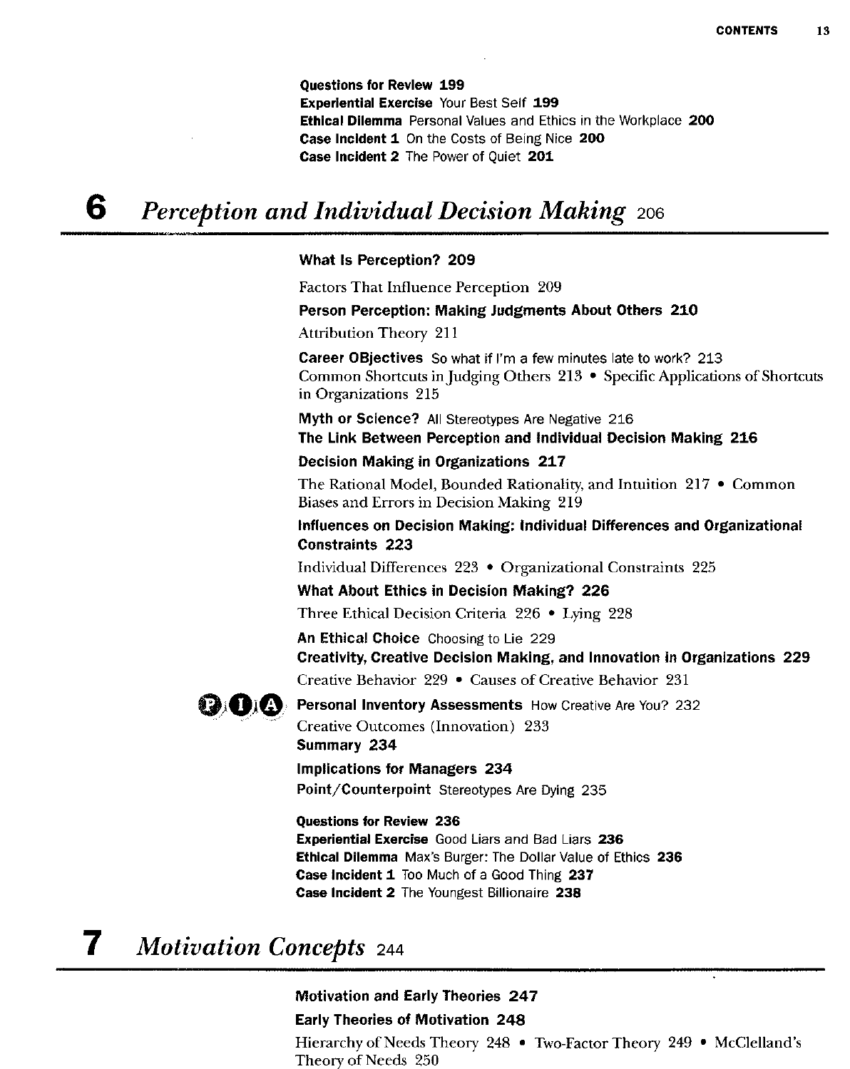**Questions for Review 199**
**Experiential Exercise** Your Best Self **199**
**Ethical Dilemma** Personal Values and Ethics in the Workplace **200**
**Case Incident 1** On the Costs of Being Nice **200**
**Case Incident 2** The Power of Quiet **201**

## 6 *Perception and Individual Decision Making* 206

**What Is Perception? 209**

Factors That Influence Perception 209

**Person Perception: Making Judgments About Others 210**

Attribution Theory 211

**Career OBjectives** So what if I'm a few minutes late to work? 213
Common Shortcuts in Judging Others 213 • Specific Applications of Shortcuts in Organizations 215

**Myth or Science?** All Stereotypes Are Negative 216
**The Link Between Perception and Individual Decision Making 216**

**Decision Making in Organizations 217**

The Rational Model, Bounded Rationality, and Intuition 217 • Common Biases and Errors in Decision Making 219

**Influences on Decision Making: Individual Differences and Organizational Constraints 223**

Individual Differences 223 • Organizational Constraints 225

**What About Ethics in Decision Making? 226**

Three Ethical Decision Criteria 226 • Lying 228

**An Ethical Choice** Choosing to Lie 229
**Creativity, Creative Decision Making, and Innovation in Organizations 229**

Creative Behavior 229 • Causes of Creative Behavior 231

**Personal Inventory Assessments** How Creative Are You? 232
Creative Outcomes (Innovation) 233
**Summary 234**

**Implications for Managers 234**

**Point/Counterpoint** Stereotypes Are Dying 235

**Questions for Review 236**
**Experiential Exercise** Good Liars and Bad Liars **236**
**Ethical Dilemma** Max's Burger: The Dollar Value of Ethics **236**
**Case Incident 1** Too Much of a Good Thing **237**
**Case Incident 2** The Youngest Billionaire **238**

## 7 *Motivation Concepts* 244

**Motivation and Early Theories 247**

**Early Theories of Motivation 248**

Hierarchy of Needs Theory 248 • Two-Factor Theory 249 • McClelland's Theory of Needs 250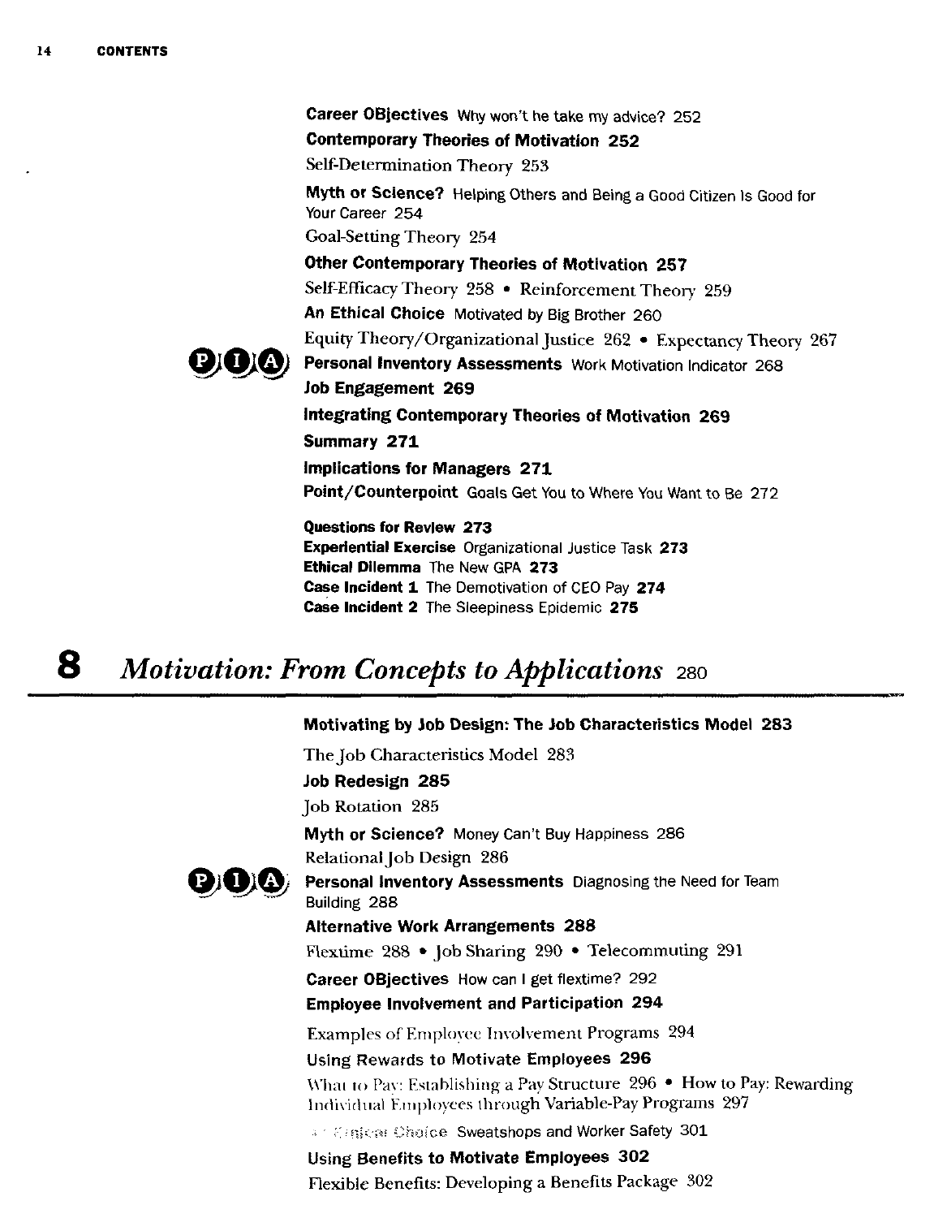**Career OBjectives** Why won't he take my advice? 252

**Contemporary Theories of Motivation 252**

Self-Determination Theory 253

**Myth or Science?** Helping Others and Being a Good Citizen Is Good for Your Career 254

Goal-Setting Theory 254

**Other Contemporary Theories of Motivation 257**

Self-Efficacy Theory 258 • Reinforcement Theory 259

**An Ethical Choice** Motivated by Big Brother 260

Equity Theory/Organizational Justice 262 • Expectancy Theory 267

**Personal Inventory Assessments** Work Motivation Indicator 268

**Job Engagement 269**

**Integrating Contemporary Theories of Motivation 269**

**Summary 271**

**Implications for Managers 271**

**Point/Counterpoint** Goals Get You to Where You Want to Be 272

**Questions for Review 273**
**Experiential Exercise** Organizational Justice Task **273**
**Ethical Dilemma** The New GPA **273**
**Case Incident 1** The Demotivation of CEO Pay **274**
**Case Incident 2** The Sleepiness Epidemic **275**

# 8 *Motivation: From Concepts to Applications* 280

**Motivating by Job Design: The Job Characteristics Model 283**

The Job Characteristics Model 283

**Job Redesign 285**

Job Rotation 285

**Myth or Science?** Money Can't Buy Happiness 286

Relational Job Design 286

**Personal Inventory Assessments** Diagnosing the Need for Team Building 288

**Alternative Work Arrangements 288**

Flextime 288 • Job Sharing 290 • Telecommuting 291

**Career OBjectives** How can I get flextime? 292

**Employee Involvement and Participation 294**

Examples of Employee Involvement Programs 294

**Using Rewards to Motivate Employees 296**

What to Pay: Establishing a Pay Structure 296 • How to Pay: Rewarding Individual Employees through Variable-Pay Programs 297

**An Ethical Choice** Sweatshops and Worker Safety 301

**Using Benefits to Motivate Employees 302**

Flexible Benefits: Developing a Benefits Package 302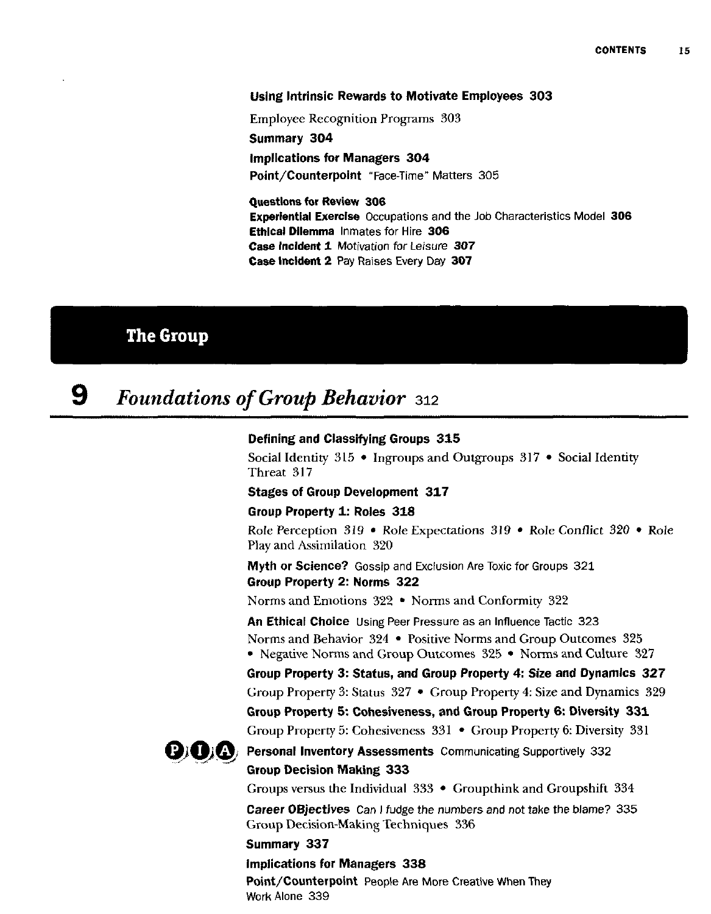**Using Intrinsic Rewards to Motivate Employees 303**

Employee Recognition Programs 303

**Summary 304**

**Implications for Managers 304**

**Point/Counterpoint** "Face-Time" Matters 305

**Questions for Review 306**
**Experiential Exercise** Occupations and the Job Characteristics Model **306**
**Ethical Dilemma** Inmates for Hire **306**
**Case Incident 1** Motivation for Leisure **307**
**Case Incident 2** Pay Raises Every Day **307**

# The Group

## 9 *Foundations of Group Behavior* 312

**Defining and Classifying Groups 315**

Social Identity 315 • Ingroups and Outgroups 317 • Social Identity Threat 317

**Stages of Group Development 317**

**Group Property 1: Roles 318**

Role Perception 319 • Role Expectations 319 • Role Conflict 320 • Role Play and Assimilation 320

**Myth or Science?** Gossip and Exclusion Are Toxic for Groups 321

**Group Property 2: Norms 322**

Norms and Emotions 322 • Norms and Conformity 322

**An Ethical Choice** Using Peer Pressure as an Influence Tactic 323

Norms and Behavior 324 • Positive Norms and Group Outcomes 325 • Negative Norms and Group Outcomes 325 • Norms and Culture 327

**Group Property 3: Status, and Group Property 4: Size and Dynamics 327**

Group Property 3: Status 327 • Group Property 4: Size and Dynamics 329

**Group Property 5: Cohesiveness, and Group Property 6: Diversity 331**

Group Property 5: Cohesiveness 331 • Group Property 6: Diversity 331

PIA **Personal Inventory Assessments** Communicating Supportively 332

**Group Decision Making 333**

Groups versus the Individual 333 • Groupthink and Groupshift 334

**Career OBjectives** *Can I fudge the numbers and not take the blame?* 335

Group Decision-Making Techniques 336

**Summary 337**

**Implications for Managers 338**

**Point/Counterpoint** People Are More Creative When They Work Alone 339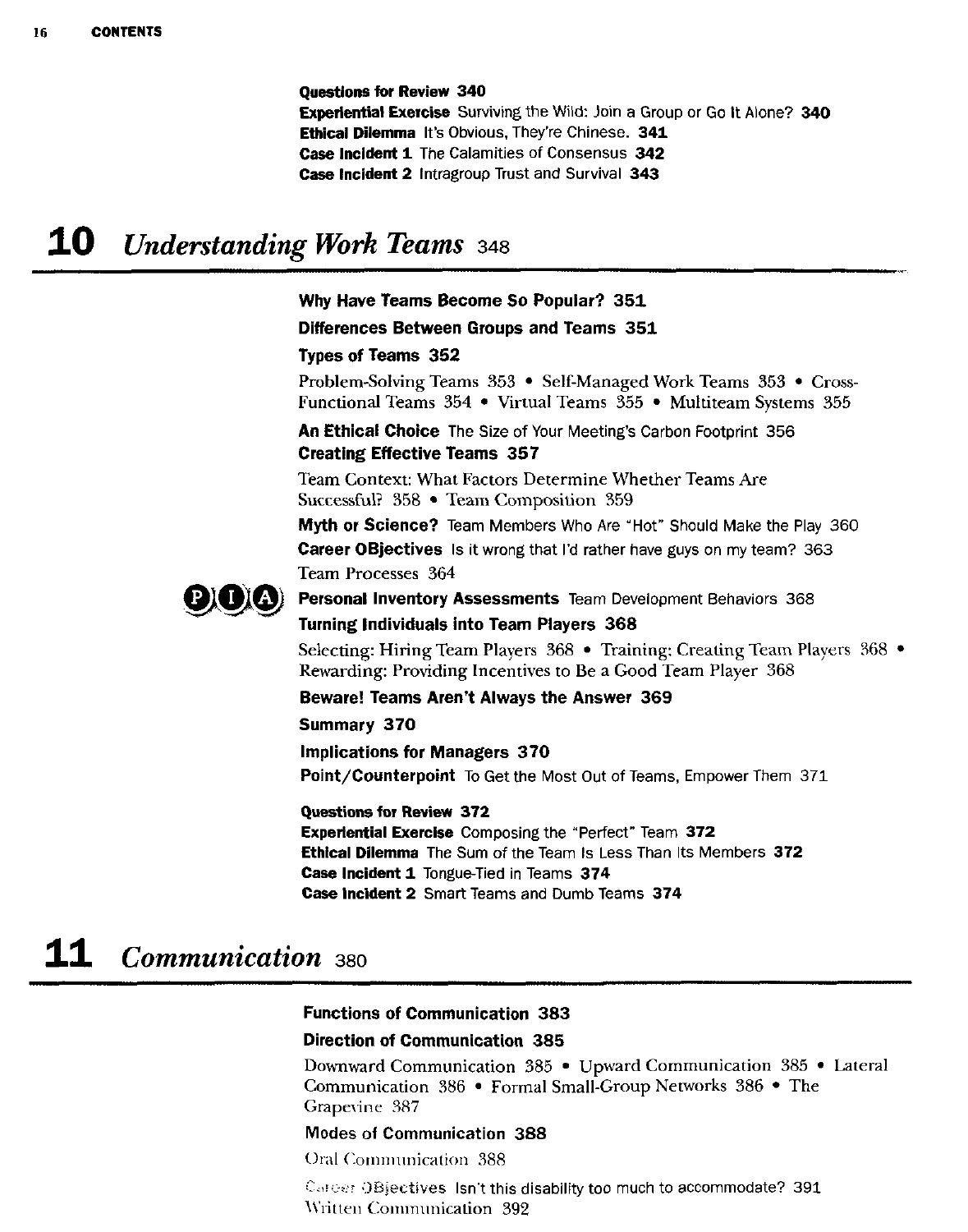**Questions for Review** **340**
**Experiential Exercise** Surviving the Wild: Join a Group or Go It Alone? **340**
**Ethical Dilemma** It's Obvious, They're Chinese. **341**
**Case Incident 1** The Calamities of Consensus **342**
**Case Incident 2** Intragroup Trust and Survival **343**

# 10 *Understanding Work Teams* 348

**Why Have Teams Become So Popular? 351**

**Differences Between Groups and Teams 351**

**Types of Teams 352**

Problem-Solving Teams 353 • Self-Managed Work Teams 353 • Cross-Functional Teams 354 • Virtual Teams 355 • Multiteam Systems 355

**An Ethical Choice** The Size of Your Meeting's Carbon Footprint 356

**Creating Effective Teams 357**

Team Context: What Factors Determine Whether Teams Are Successful? 358 • Team Composition 359

**Myth or Science?** Team Members Who Are "Hot" Should Make the Play 360

**Career OBjectives** Is it wrong that I'd rather have guys on my team? 363

Team Processes 364

PIA **Personal Inventory Assessments** Team Development Behaviors 368

**Turning Individuals into Team Players 368**

Selecting: Hiring Team Players 368 • Training: Creating Team Players 368 • Rewarding: Providing Incentives to Be a Good Team Player 368

**Beware! Teams Aren't Always the Answer 369**

**Summary 370**

**Implications for Managers 370**

**Point/Counterpoint** To Get the Most Out of Teams, Empower Them 371

**Questions for Review** **372**
**Experiential Exercise** Composing the "Perfect" Team **372**
**Ethical Dilemma** The Sum of the Team Is Less Than Its Members **372**
**Case Incident 1** Tongue-Tied in Teams **374**
**Case Incident 2** Smart Teams and Dumb Teams **374**

# 11 *Communication* 380

**Functions of Communication 383**

**Direction of Communication 385**

Downward Communication 385 • Upward Communication 385 • Lateral Communication 386 • Formal Small-Group Networks 386 • The Grapevine 387

**Modes of Communication 388**

Oral Communication 388

**Career OBjectives** Isn't this disability too much to accommodate? 391

Written Communication 392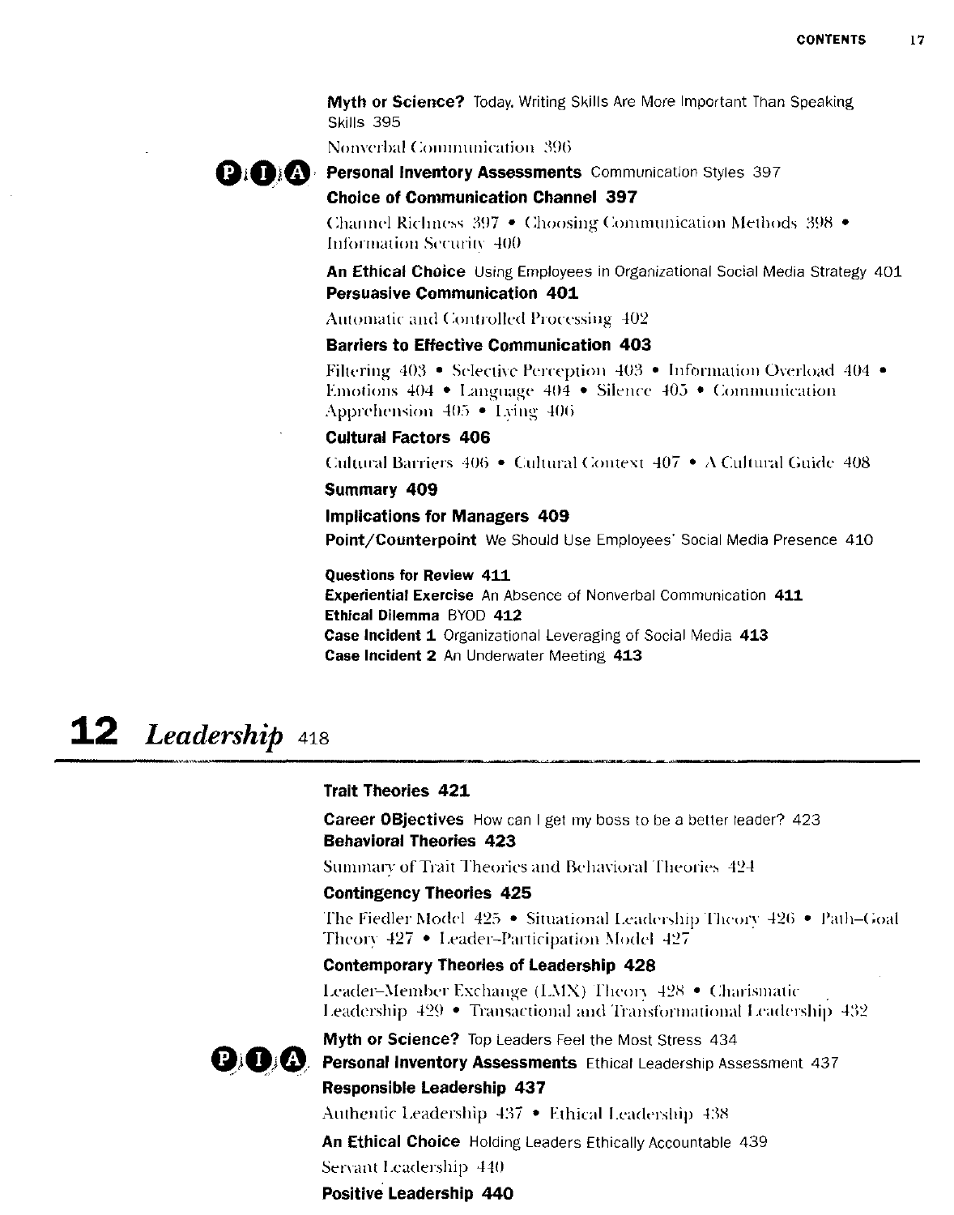**Myth or Science?** Today, Writing Skills Are More Important Than Speaking Skills 395

Nonverbal Communication 396

**Personal Inventory Assessments** Communication Styles 397

**Choice of Communication Channel 397**

Channel Richness 397 • Choosing Communication Methods 398 • Information Security 400

**An Ethical Choice** Using Employees in Organizational Social Media Strategy 401

**Persuasive Communication 401**

Automatic and Controlled Processing 402

**Barriers to Effective Communication 403**

Filtering 403 • Selective Perception 403 • Information Overload 404 • Emotions 404 • Language 404 • Silence 405 • Communication Apprehension 405 • Lying 406

**Cultural Factors 406**

Cultural Barriers 406 • Cultural Context 407 • A Cultural Guide 408

**Summary 409**

**Implications for Managers 409**

**Point/Counterpoint** We Should Use Employees' Social Media Presence 410

**Questions for Review 411**
**Experiential Exercise** An Absence of Nonverbal Communication **411**
**Ethical Dilemma** BYOD **412**
**Case Incident 1** Organizational Leveraging of Social Media **413**
**Case Incident 2** An Underwater Meeting **413**

# 12 *Leadership* 418

**Trait Theories 421**

**Career OBjectives** How can I get my boss to be a better leader? 423

**Behavioral Theories 423**

Summary of Trait Theories and Behavioral Theories 424

**Contingency Theories 425**

The Fiedler Model 425 • Situational Leadership Theory 426 • Path–Goal Theory 427 • Leader–Participation Model 427

**Contemporary Theories of Leadership 428**

Leader–Member Exchange (LMX) Theory 428 • Charismatic Leadership 429 • Transactional and Transformational Leadership 432

**Myth or Science?** Top Leaders Feel the Most Stress 434

**Personal Inventory Assessments** Ethical Leadership Assessment 437

**Responsible Leadership 437**

Authentic Leadership 437 • Ethical Leadership 438

**An Ethical Choice** Holding Leaders Ethically Accountable 439

Servant Leadership 440

**Positive Leadership 440**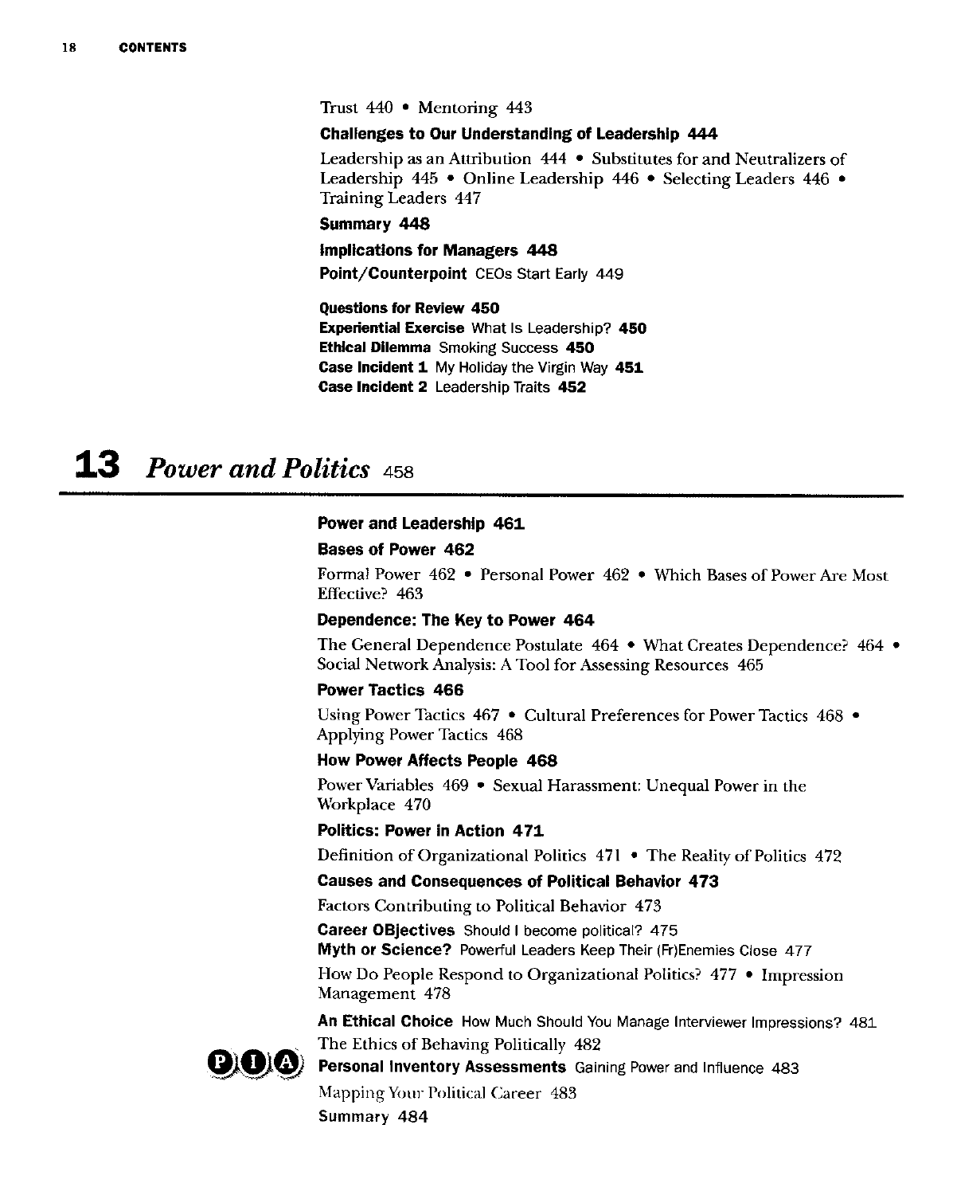Trust 440 • Mentoring 443

**Challenges to Our Understanding of Leadership 444**

Leadership as an Attribution 444 • Substitutes for and Neutralizers of Leadership 445 • Online Leadership 446 • Selecting Leaders 446 • Training Leaders 447

**Summary 448**

**Implications for Managers 448**

**Point/Counterpoint** CEOs Start Early 449

**Questions for Review 450**
**Experiential Exercise** What Is Leadership? **450**
**Ethical Dilemma** Smoking Success **450**
**Case Incident 1** My Holiday the Virgin Way **451**
**Case Incident 2** Leadership Traits **452**

# 13 *Power and Politics* 458

**Power and Leadership 461**

**Bases of Power 462**

Formal Power 462 • Personal Power 462 • Which Bases of Power Are Most Effective? 463

**Dependence: The Key to Power 464**

The General Dependence Postulate 464 • What Creates Dependence? 464 • Social Network Analysis: A Tool for Assessing Resources 465

**Power Tactics 466**

Using Power Tactics 467 • Cultural Preferences for Power Tactics 468 • Applying Power Tactics 468

**How Power Affects People 468**

Power Variables 469 • Sexual Harassment: Unequal Power in the Workplace 470

**Politics: Power in Action 471**

Definition of Organizational Politics 471 • The Reality of Politics 472

**Causes and Consequences of Political Behavior 473**

Factors Contributing to Political Behavior 473

**Career OBjectives** Should I become political? 475
**Myth or Science?** Powerful Leaders Keep Their (Fr)Enemies Close 477

How Do People Respond to Organizational Politics? 477 • Impression Management 478

**An Ethical Choice** How Much Should You Manage Interviewer Impressions? 481

The Ethics of Behaving Politically 482

**Personal Inventory Assessments** Gaining Power and Influence 483

Mapping Your Political Career 483

**Summary 484**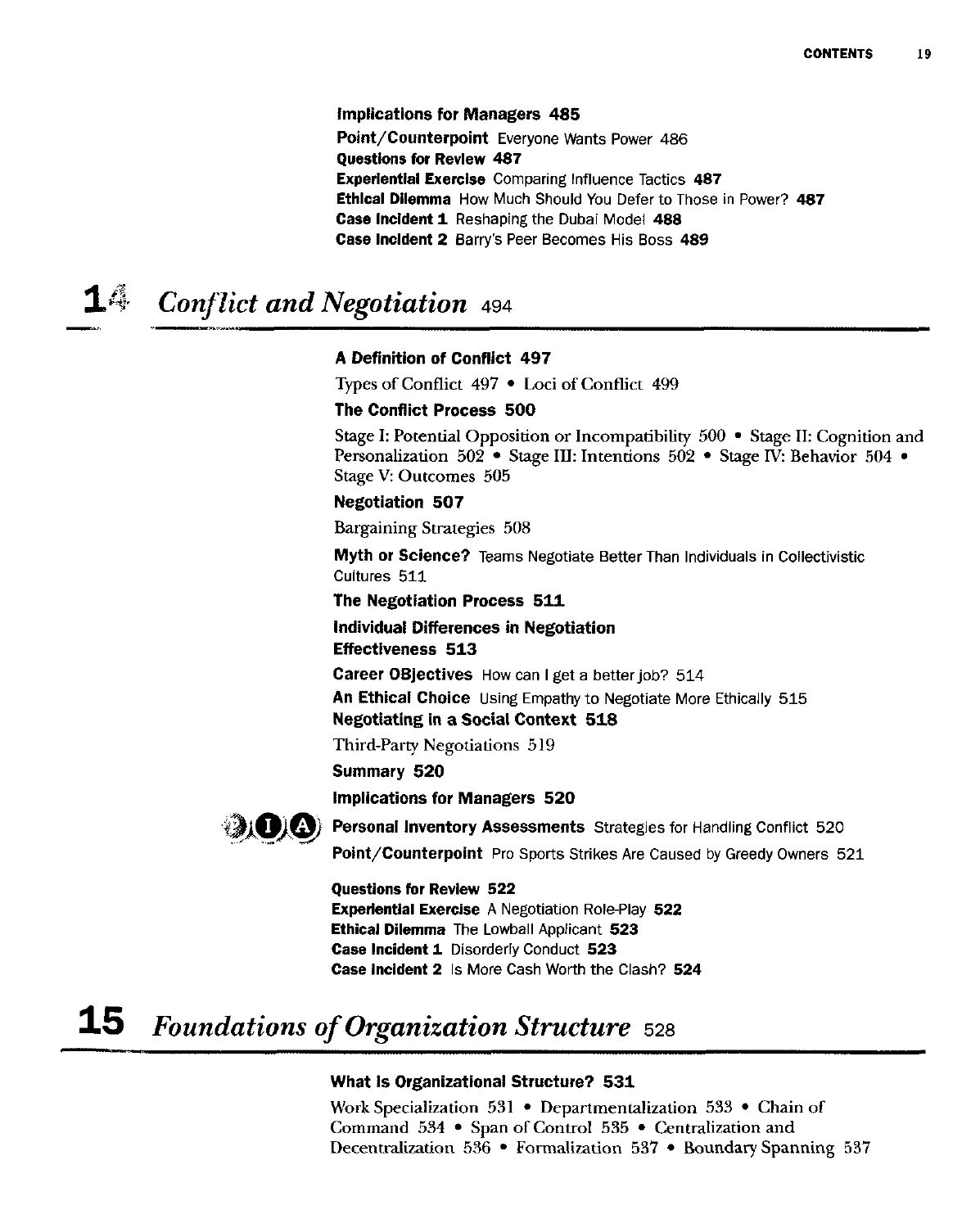**Implications for Managers 485**

**Point/Counterpoint** Everyone Wants Power 486

**Questions for Review 487**

**Experiential Exercise** Comparing Influence Tactics **487**

**Ethical Dilemma** How Much Should You Defer to Those in Power? **487**

**Case Incident 1** Reshaping the Dubai Model **488**

**Case Incident 2** Barry's Peer Becomes His Boss **489**

# 14 *Conflict and Negotiation* 494

**A Definition of Conflict 497**

Types of Conflict 497 • Loci of Conflict 499

**The Conflict Process 500**

Stage I: Potential Opposition or Incompatibility 500 • Stage II: Cognition and Personalization 502 • Stage III: Intentions 502 • Stage IV: Behavior 504 • Stage V: Outcomes 505

**Negotiation 507**

Bargaining Strategies 508

**Myth or Science?** Teams Negotiate Better Than Individuals in Collectivistic Cultures 511

**The Negotiation Process 511**

**Individual Differences in Negotiation Effectiveness 513**

**Career OBjectives** How can I get a better job? 514

**An Ethical Choice** Using Empathy to Negotiate More Ethically 515

**Negotiating in a Social Context 518**

Third-Party Negotiations 519

**Summary 520**

**Implications for Managers 520**

**Personal Inventory Assessments** Strategies for Handling Conflict 520

**Point/Counterpoint** Pro Sports Strikes Are Caused by Greedy Owners 521

**Questions for Review 522**

**Experiential Exercise** A Negotiation Role-Play **522**

**Ethical Dilemma** The Lowball Applicant **523**

**Case Incident 1** Disorderly Conduct **523**

**Case Incident 2** Is More Cash Worth the Clash? **524**

# 15 *Foundations of Organization Structure* 528

**What Is Organizational Structure? 531**

Work Specialization 531 • Departmentalization 533 • Chain of Command 534 • Span of Control 535 • Centralization and Decentralization 536 • Formalization 537 • Boundary Spanning 537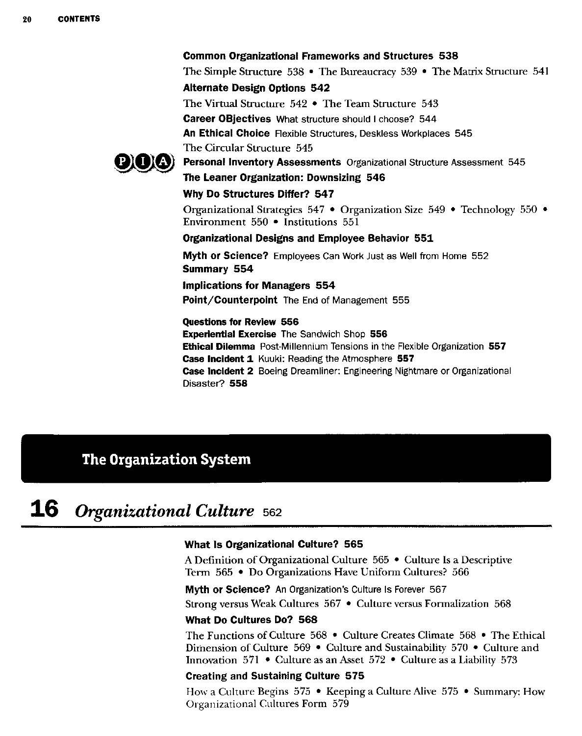**Common Organizational Frameworks and Structures 538**

The Simple Structure 538 • The Bureaucracy 539 • The Matrix Structure 541

**Alternate Design Options 542**

The Virtual Structure 542 • The Team Structure 543

**Career OBjectives** What structure should I choose? 544

**An Ethical Choice** Flexible Structures, Deskless Workplaces 545

The Circular Structure 545

PIA **Personal Inventory Assessments** Organizational Structure Assessment 545

**The Leaner Organization: Downsizing 546**

**Why Do Structures Differ? 547**

Organizational Strategies 547 • Organization Size 549 • Technology 550 • Environment 550 • Institutions 551

**Organizational Designs and Employee Behavior 551**

**Myth or Science?** Employees Can Work Just as Well from Home 552

**Summary 554**

**Implications for Managers 554**

**Point/Counterpoint** The End of Management 555

**Questions for Review 556**
**Experiential Exercise** The Sandwich Shop **556**
**Ethical Dilemma** Post-Millennium Tensions in the Flexible Organization **557**
**Case Incident 1** Kuuki: Reading the Atmosphere **557**
**Case Incident 2** Boeing Dreamliner: Engineering Nightmare or Organizational Disaster? **558**

## The Organization System

# 16 *Organizational Culture* 562

**What Is Organizational Culture? 565**

A Definition of Organizational Culture 565 • Culture Is a Descriptive Term 565 • Do Organizations Have Uniform Cultures? 566

**Myth or Science?** An Organization's Culture Is Forever 567

Strong versus Weak Cultures 567 • Culture versus Formalization 568

**What Do Cultures Do? 568**

The Functions of Culture 568 • Culture Creates Climate 568 • The Ethical Dimension of Culture 569 • Culture and Sustainability 570 • Culture and Innovation 571 • Culture as an Asset 572 • Culture as a Liability 573

**Creating and Sustaining Culture 575**

How a Culture Begins 575 • Keeping a Culture Alive 575 • Summary: How Organizational Cultures Form 579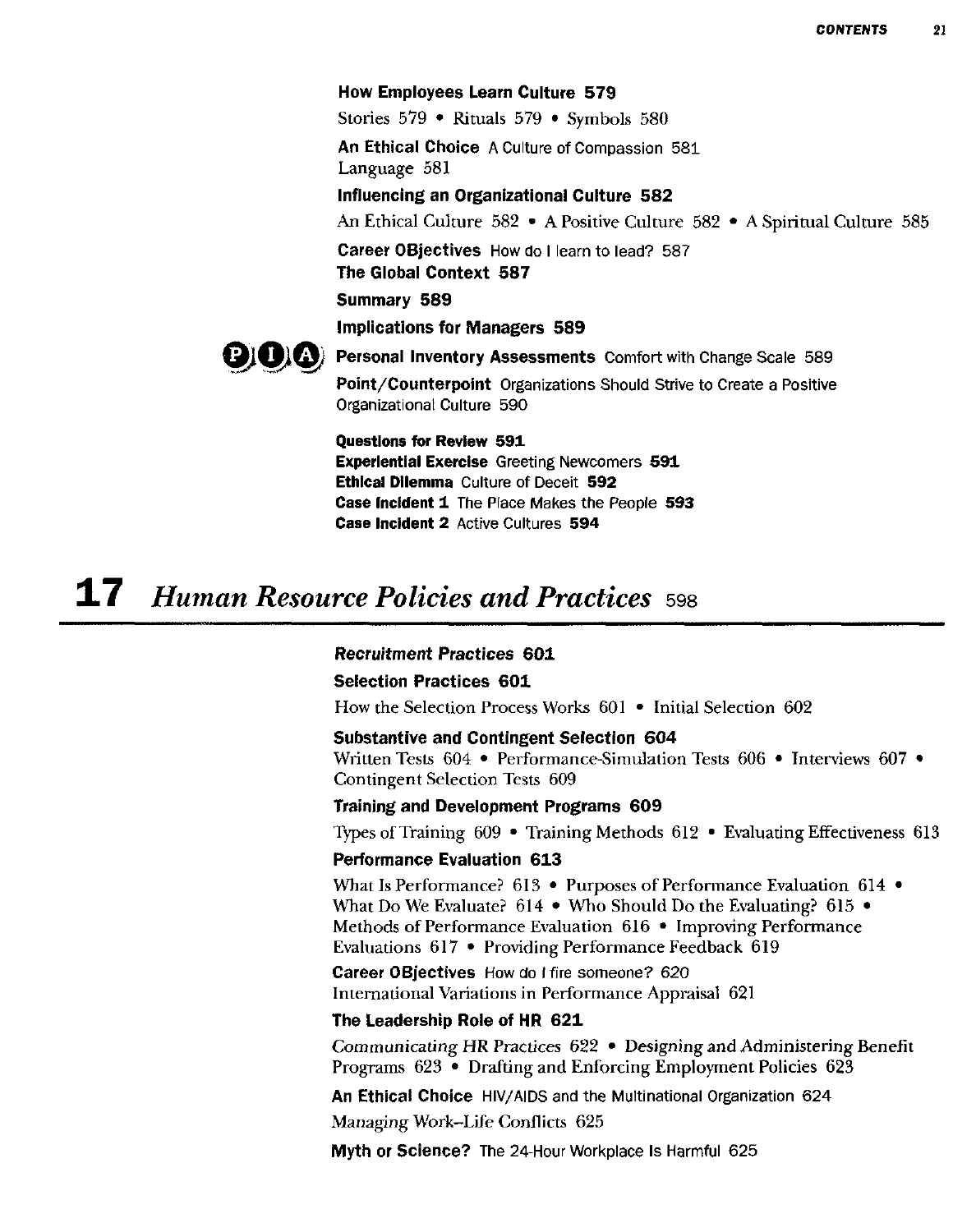**How Employees Learn Culture 579**

Stories 579 • Rituals 579 • Symbols 580

**An Ethical Choice** A Culture of Compassion 581
Language 581

**Influencing an Organizational Culture 582**

An Ethical Culture 582 • A Positive Culture 582 • A Spiritual Culture 585

**Career OBjectives** How do I learn to lead? 587
**The Global Context 587**

**Summary 589**

**Implications for Managers 589**

**Personal Inventory Assessments** Comfort with Change Scale 589

**Point/Counterpoint** Organizations Should Strive to Create a Positive Organizational Culture 590

**Questions for Review 591**
**Experiential Exercise** Greeting Newcomers **591**
**Ethical Dilemma** Culture of Deceit **592**
**Case Incident 1** The Place Makes the People **593**
**Case Incident 2** Active Cultures **594**

# 17 *Human Resource Policies and Practices* 598

**Recruitment Practices 601**

**Selection Practices 601**

How the Selection Process Works 601 • Initial Selection 602

**Substantive and Contingent Selection 604**
Written Tests 604 • Performance-Simulation Tests 606 • Interviews 607 • Contingent Selection Tests 609

**Training and Development Programs 609**

Types of Training 609 • Training Methods 612 • Evaluating Effectiveness 613

**Performance Evaluation 613**

What Is Performance? 613 • Purposes of Performance Evaluation 614 • What Do We Evaluate? 614 • Who Should Do the Evaluating? 615 • Methods of Performance Evaluation 616 • Improving Performance Evaluations 617 • Providing Performance Feedback 619

**Career OBjectives** How do I fire someone? 620
International Variations in Performance Appraisal 621

**The Leadership Role of HR 621**

Communicating HR Practices 622 • Designing and Administering Benefit Programs 623 • Drafting and Enforcing Employment Policies 623

**An Ethical Choice** HIV/AIDS and the Multinational Organization 624

Managing Work–Life Conflicts 625

**Myth or Science?** The 24-Hour Workplace Is Harmful 625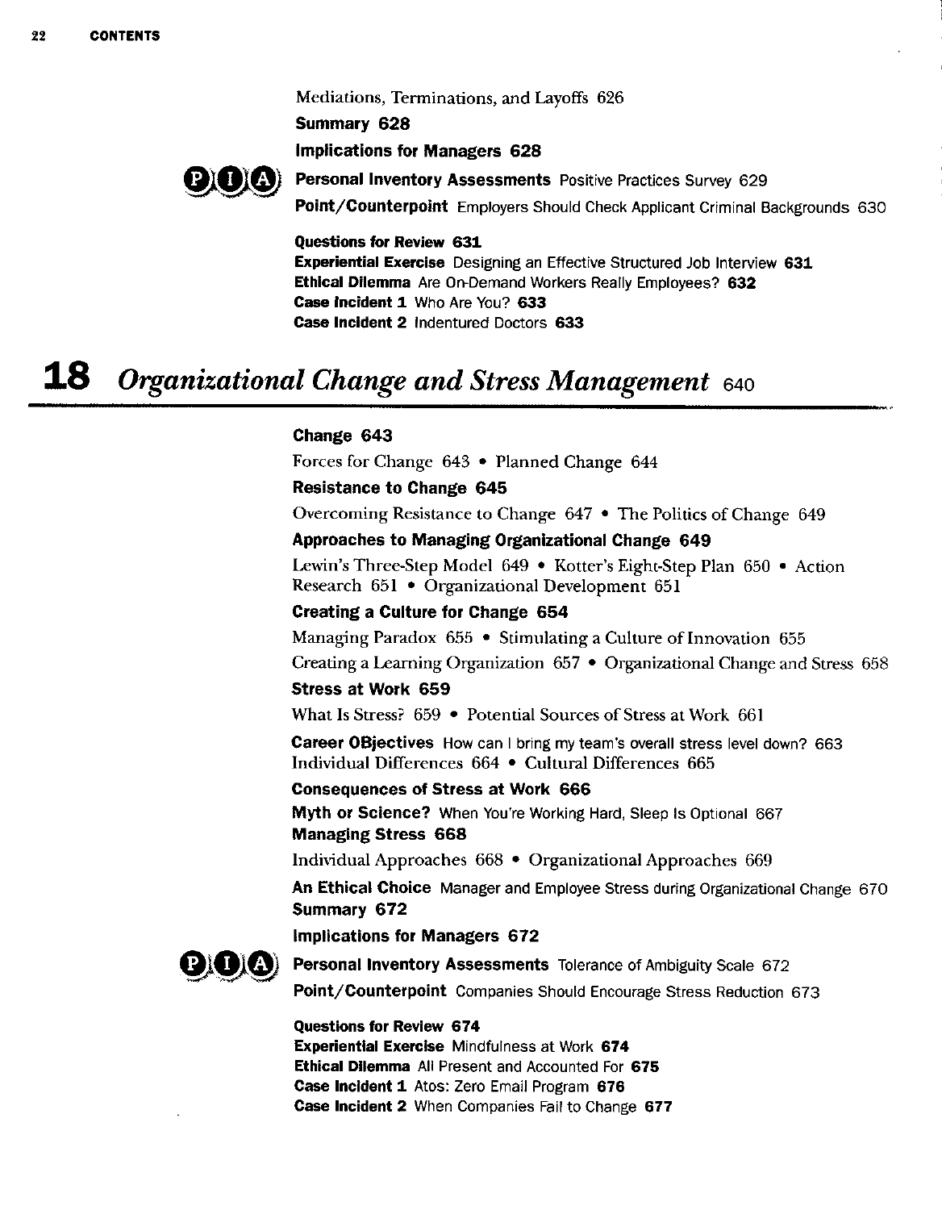Mediations, Terminations, and Layoffs 626

**Summary 628**

**Implications for Managers 628**

**Personal Inventory Assessments** Positive Practices Survey 629

**Point/Counterpoint** Employers Should Check Applicant Criminal Backgrounds 630

**Questions for Review 631**
**Experiential Exercise** Designing an Effective Structured Job Interview **631**
**Ethical Dilemma** Are On-Demand Workers Really Employees? **632**
**Case Incident 1** Who Are You? **633**
**Case Incident 2** Indentured Doctors **633**

# 18 *Organizational Change and Stress Management* 640

**Change 643**

Forces for Change 643 • Planned Change 644

**Resistance to Change 645**

Overcoming Resistance to Change 647 • The Politics of Change 649

**Approaches to Managing Organizational Change 649**

Lewin's Three-Step Model 649 • Kotter's Eight-Step Plan 650 • Action Research 651 • Organizational Development 651

**Creating a Culture for Change 654**

Managing Paradox 655 • Stimulating a Culture of Innovation 655

Creating a Learning Organization 657 • Organizational Change and Stress 658

**Stress at Work 659**

What Is Stress? 659 • Potential Sources of Stress at Work 661

**Career OBjectives** How can I bring my team's overall stress level down? 663

Individual Differences 664 • Cultural Differences 665

**Consequences of Stress at Work 666**

**Myth or Science?** When You're Working Hard, Sleep Is Optional 667

**Managing Stress 668**

Individual Approaches 668 • Organizational Approaches 669

**An Ethical Choice** Manager and Employee Stress during Organizational Change 670

**Summary 672**

**Implications for Managers 672**

**Personal Inventory Assessments** Tolerance of Ambiguity Scale 672

**Point/Counterpoint** Companies Should Encourage Stress Reduction 673

**Questions for Review 674**
**Experiential Exercise** Mindfulness at Work **674**
**Ethical Dilemma** All Present and Accounted For **675**
**Case Incident 1** Atos: Zero Email Program **676**
**Case Incident 2** When Companies Fail to Change **677**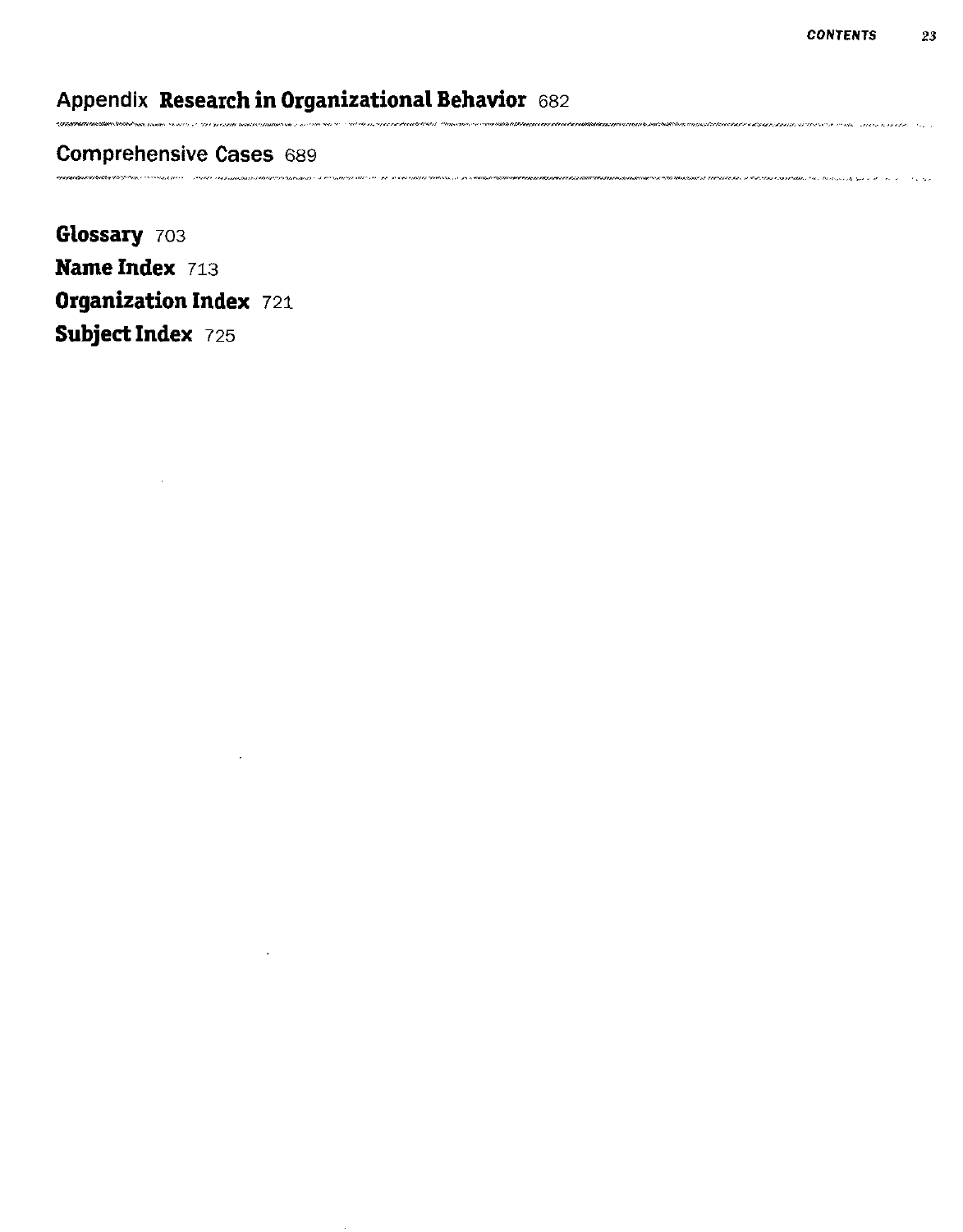Appendix **Research in Organizational Behavior** 682

Comprehensive Cases 689

**Glossary** 703

**Name Index** 713

**Organization Index** 721

**Subject Index** 725